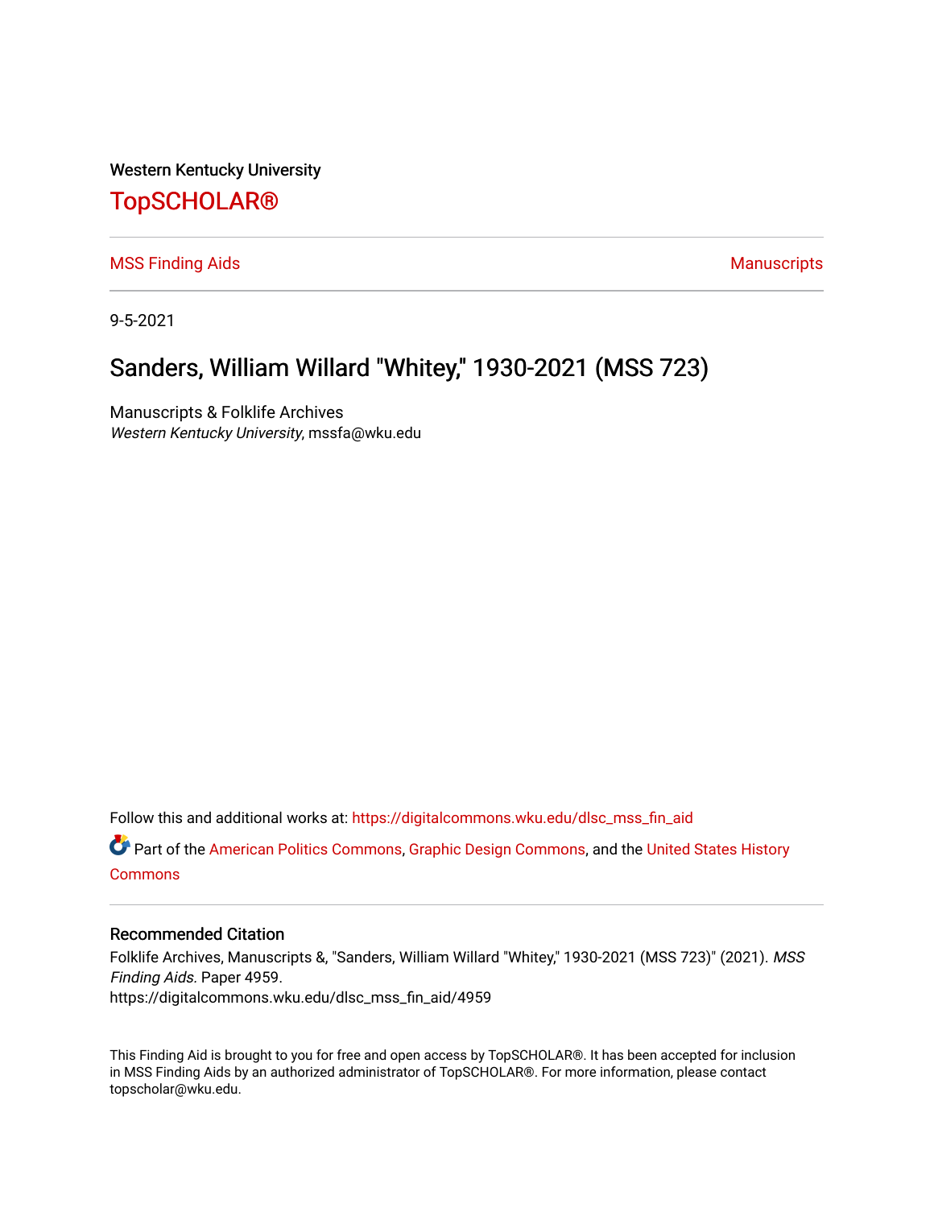Western Kentucky University

# TopSCHOLAR®

MSS Finding Aids

Manuscripts

9-5-2021

## Sanders, William Willard "Whitey," 1930-2021 (MSS 723)

Manuscripts & Folklife Archives
*Western Kentucky University*, mssfa@wku.edu

Follow this and additional works at: https://digitalcommons.wku.edu/dlsc_mss_fin_aid

Part of the American Politics Commons, Graphic Design Commons, and the United States History Commons

### Recommended Citation

Folklife Archives, Manuscripts &, "Sanders, William Willard "Whitey," 1930-2021 (MSS 723)" (2021). *MSS Finding Aids.* Paper 4959.
https://digitalcommons.wku.edu/dlsc_mss_fin_aid/4959

This Finding Aid is brought to you for free and open access by TopSCHOLAR®. It has been accepted for inclusion in MSS Finding Aids by an authorized administrator of TopSCHOLAR®. For more information, please contact topscholar@wku.edu.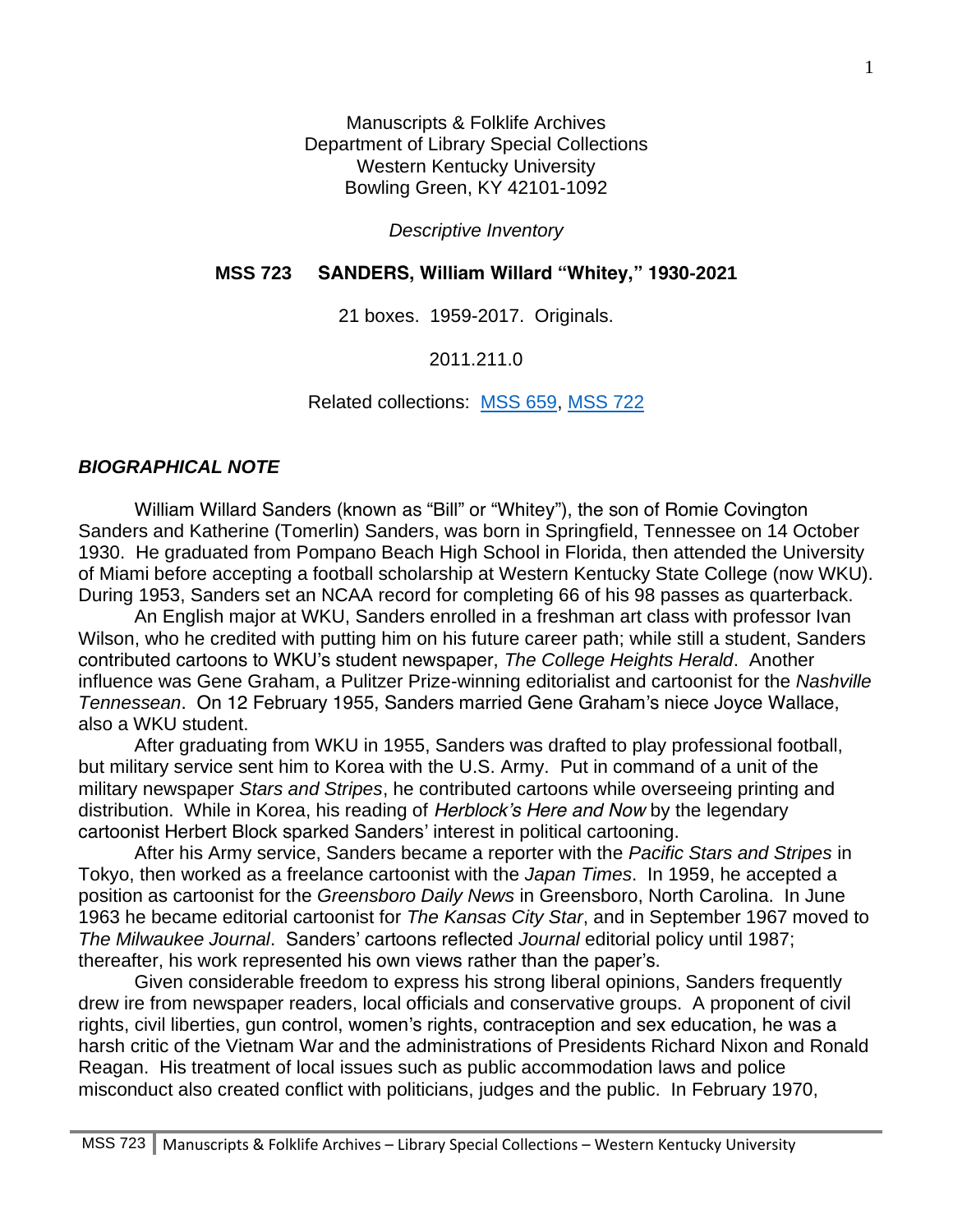Manuscripts & Folklife Archives
Department of Library Special Collections
Western Kentucky University
Bowling Green, KY 42101-1092

*Descriptive Inventory*

**MSS 723 SANDERS, William Willard "Whitey," 1930-2021**

21 boxes. 1959-2017. Originals.

2011.211.0

Related collections: [MSS 659](), [MSS 722]()

## *BIOGRAPHICAL NOTE*

William Willard Sanders (known as "Bill" or "Whitey"), the son of Romie Covington Sanders and Katherine (Tomerlin) Sanders, was born in Springfield, Tennessee on 14 October 1930. He graduated from Pompano Beach High School in Florida, then attended the University of Miami before accepting a football scholarship at Western Kentucky State College (now WKU). During 1953, Sanders set an NCAA record for completing 66 of his 98 passes as quarterback.

An English major at WKU, Sanders enrolled in a freshman art class with professor Ivan Wilson, who he credited with putting him on his future career path; while still a student, Sanders contributed cartoons to WKU's student newspaper, *The College Heights Herald*. Another influence was Gene Graham, a Pulitzer Prize-winning editorialist and cartoonist for the *Nashville Tennessean*. On 12 February 1955, Sanders married Gene Graham's niece Joyce Wallace, also a WKU student.

After graduating from WKU in 1955, Sanders was drafted to play professional football, but military service sent him to Korea with the U.S. Army. Put in command of a unit of the military newspaper *Stars and Stripes*, he contributed cartoons while overseeing printing and distribution. While in Korea, his reading of *Herblock's Here and Now* by the legendary cartoonist Herbert Block sparked Sanders' interest in political cartooning.

After his Army service, Sanders became a reporter with the *Pacific Stars and Stripes* in Tokyo, then worked as a freelance cartoonist with the *Japan Times*. In 1959, he accepted a position as cartoonist for the *Greensboro Daily News* in Greensboro, North Carolina. In June 1963 he became editorial cartoonist for *The Kansas City Star*, and in September 1967 moved to *The Milwaukee Journal*. Sanders' cartoons reflected *Journal* editorial policy until 1987; thereafter, his work represented his own views rather than the paper's.

Given considerable freedom to express his strong liberal opinions, Sanders frequently drew ire from newspaper readers, local officials and conservative groups. A proponent of civil rights, civil liberties, gun control, women's rights, contraception and sex education, he was a harsh critic of the Vietnam War and the administrations of Presidents Richard Nixon and Ronald Reagan. His treatment of local issues such as public accommodation laws and police misconduct also created conflict with politicians, judges and the public. In February 1970,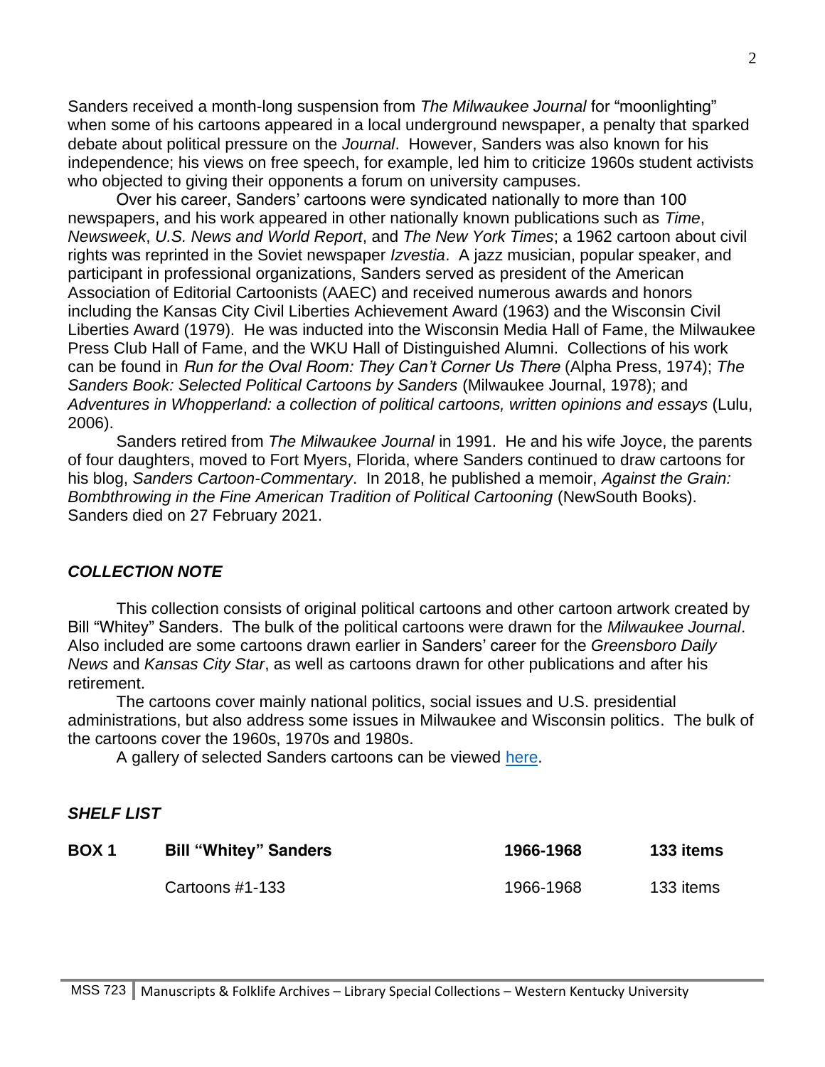Sanders received a month-long suspension from *The Milwaukee Journal* for "moonlighting" when some of his cartoons appeared in a local underground newspaper, a penalty that sparked debate about political pressure on the *Journal*. However, Sanders was also known for his independence; his views on free speech, for example, led him to criticize 1960s student activists who objected to giving their opponents a forum on university campuses.

Over his career, Sanders' cartoons were syndicated nationally to more than 100 newspapers, and his work appeared in other nationally known publications such as *Time*, *Newsweek*, *U.S. News and World Report*, and *The New York Times*; a 1962 cartoon about civil rights was reprinted in the Soviet newspaper *Izvestia*. A jazz musician, popular speaker, and participant in professional organizations, Sanders served as president of the American Association of Editorial Cartoonists (AAEC) and received numerous awards and honors including the Kansas City Civil Liberties Achievement Award (1963) and the Wisconsin Civil Liberties Award (1979). He was inducted into the Wisconsin Media Hall of Fame, the Milwaukee Press Club Hall of Fame, and the WKU Hall of Distinguished Alumni. Collections of his work can be found in *Run for the Oval Room: They Can't Corner Us There* (Alpha Press, 1974); *The Sanders Book: Selected Political Cartoons by Sanders* (Milwaukee Journal, 1978); and *Adventures in Whopperland: a collection of political cartoons, written opinions and essays* (Lulu, 2006).

Sanders retired from *The Milwaukee Journal* in 1991. He and his wife Joyce, the parents of four daughters, moved to Fort Myers, Florida, where Sanders continued to draw cartoons for his blog, *Sanders Cartoon-Commentary*. In 2018, he published a memoir, *Against the Grain: Bombthrowing in the Fine American Tradition of Political Cartooning* (NewSouth Books). Sanders died on 27 February 2021.

## *COLLECTION NOTE*

This collection consists of original political cartoons and other cartoon artwork created by Bill "Whitey" Sanders. The bulk of the political cartoons were drawn for the *Milwaukee Journal*. Also included are some cartoons drawn earlier in Sanders' career for the *Greensboro Daily News* and *Kansas City Star*, as well as cartoons drawn for other publications and after his retirement.

The cartoons cover mainly national politics, social issues and U.S. presidential administrations, but also address some issues in Milwaukee and Wisconsin politics. The bulk of the cartoons cover the 1960s, 1970s and 1980s.

A gallery of selected Sanders cartoons can be viewed here.

## *SHELF LIST*

| | | | |
|---|---|---|---|
| **BOX 1** | **Bill "Whitey" Sanders** | **1966-1968** | **133 items** |
| | Cartoons #1-133 | 1966-1968 | 133 items |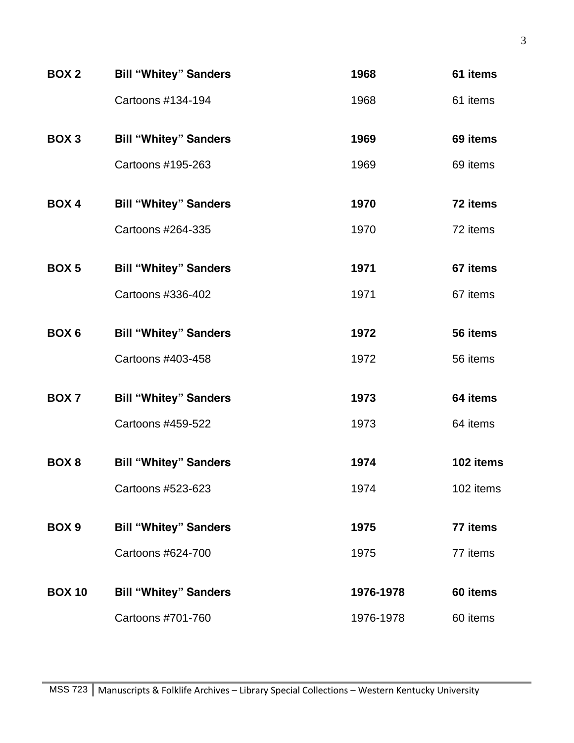| | | | |
|---|---|---|---|
| **BOX 2** | **Bill "Whitey" Sanders** | **1968** | **61 items** |
| | Cartoons #134-194 | 1968 | 61 items |
| **BOX 3** | **Bill "Whitey" Sanders** | **1969** | **69 items** |
| | Cartoons #195-263 | 1969 | 69 items |
| **BOX 4** | **Bill "Whitey" Sanders** | **1970** | **72 items** |
| | Cartoons #264-335 | 1970 | 72 items |
| **BOX 5** | **Bill "Whitey" Sanders** | **1971** | **67 items** |
| | Cartoons #336-402 | 1971 | 67 items |
| **BOX 6** | **Bill "Whitey" Sanders** | **1972** | **56 items** |
| | Cartoons #403-458 | 1972 | 56 items |
| **BOX 7** | **Bill "Whitey" Sanders** | **1973** | **64 items** |
| | Cartoons #459-522 | 1973 | 64 items |
| **BOX 8** | **Bill "Whitey" Sanders** | **1974** | **102 items** |
| | Cartoons #523-623 | 1974 | 102 items |
| **BOX 9** | **Bill "Whitey" Sanders** | **1975** | **77 items** |
| | Cartoons #624-700 | 1975 | 77 items |
| **BOX 10** | **Bill "Whitey" Sanders** | **1976-1978** | **60 items** |
| | Cartoons #701-760 | 1976-1978 | 60 items |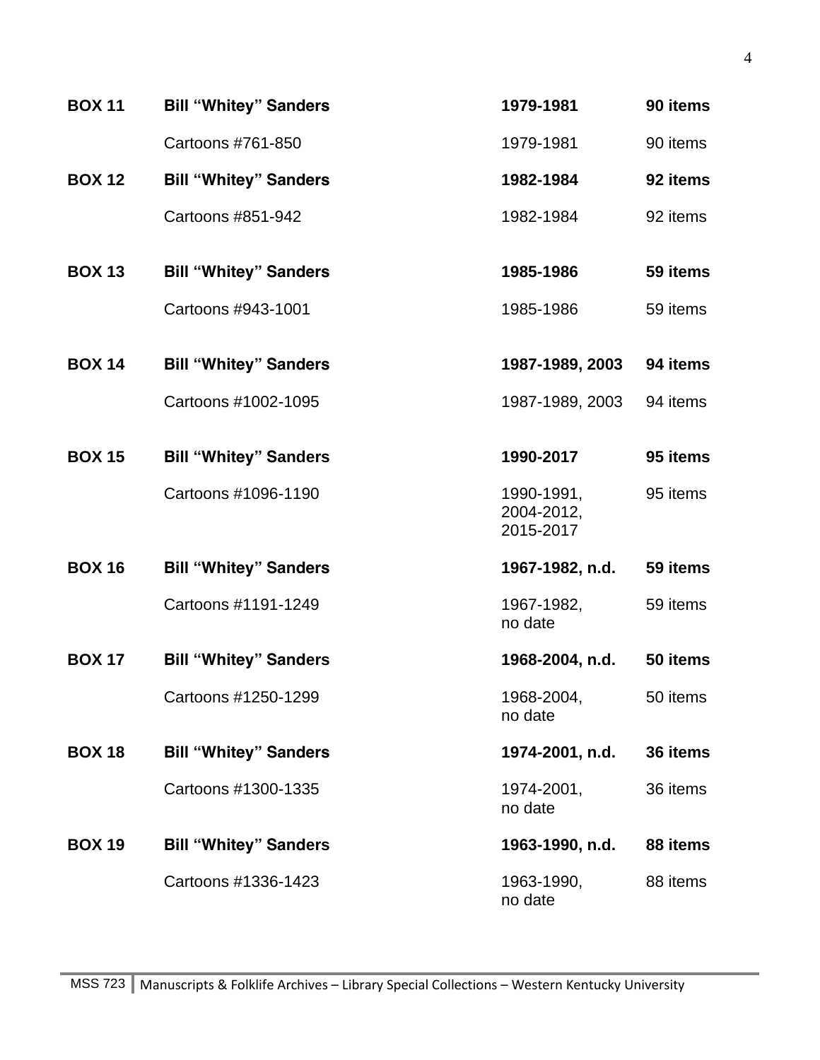| | | | |
|---|---|---|---|
| **BOX 11** | **Bill “Whitey” Sanders** | **1979-1981** | **90 items** |
| | Cartoons #761-850 | 1979-1981 | 90 items |
| **BOX 12** | **Bill “Whitey” Sanders** | **1982-1984** | **92 items** |
| | Cartoons #851-942 | 1982-1984 | 92 items |
| **BOX 13** | **Bill “Whitey” Sanders** | **1985-1986** | **59 items** |
| | Cartoons #943-1001 | 1985-1986 | 59 items |
| **BOX 14** | **Bill “Whitey” Sanders** | **1987-1989, 2003** | **94 items** |
| | Cartoons #1002-1095 | 1987-1989, 2003 | 94 items |
| **BOX 15** | **Bill “Whitey” Sanders** | **1990-2017** | **95 items** |
| | Cartoons #1096-1190 | 1990-1991, 2004-2012, 2015-2017 | 95 items |
| **BOX 16** | **Bill “Whitey” Sanders** | **1967-1982, n.d.** | **59 items** |
| | Cartoons #1191-1249 | 1967-1982, no date | 59 items |
| **BOX 17** | **Bill “Whitey” Sanders** | **1968-2004, n.d.** | **50 items** |
| | Cartoons #1250-1299 | 1968-2004, no date | 50 items |
| **BOX 18** | **Bill “Whitey” Sanders** | **1974-2001, n.d.** | **36 items** |
| | Cartoons #1300-1335 | 1974-2001, no date | 36 items |
| **BOX 19** | **Bill “Whitey” Sanders** | **1963-1990, n.d.** | **88 items** |
| | Cartoons #1336-1423 | 1963-1990, no date | 88 items |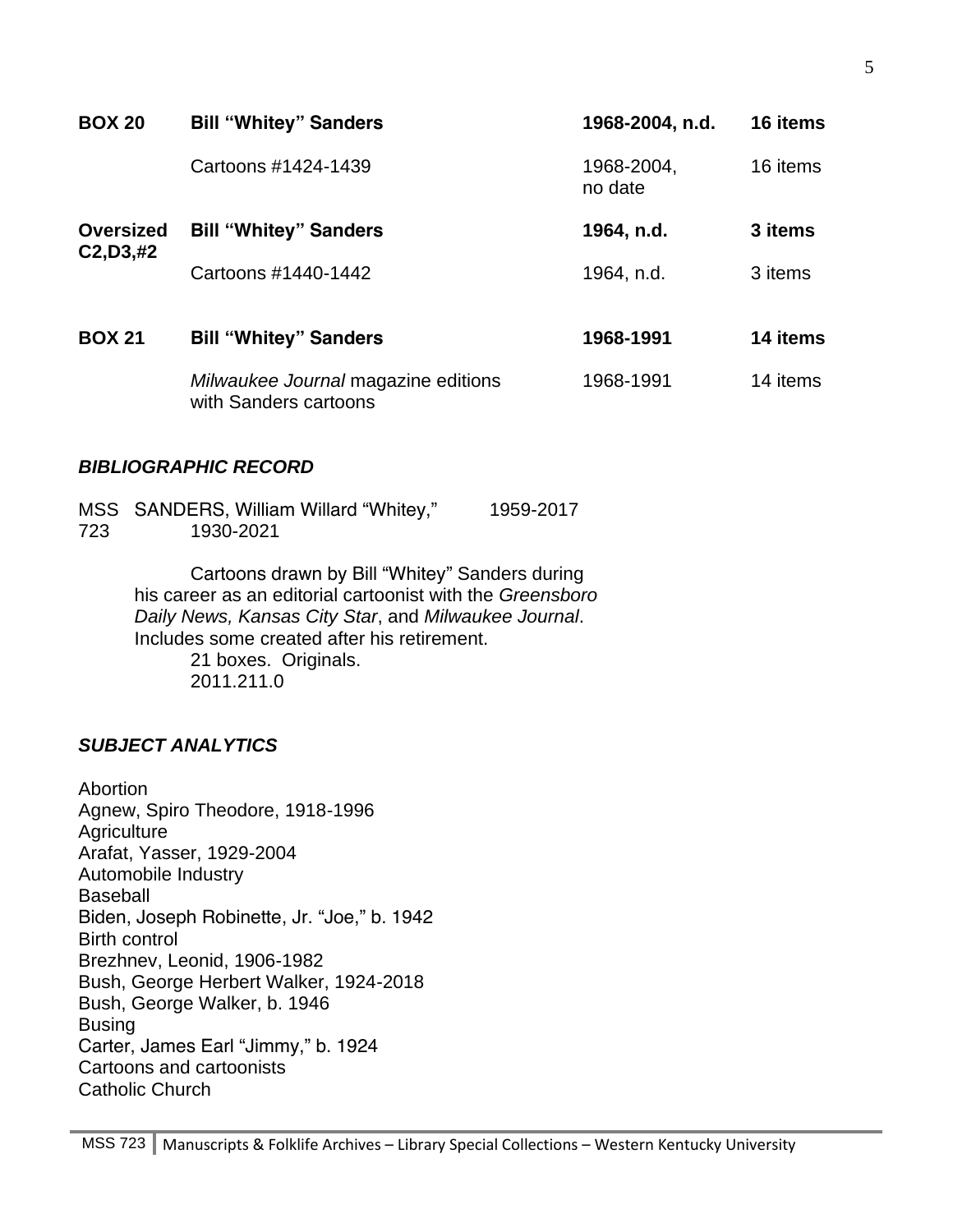| | | | |
|---|---|---|---|
| **BOX 20** | **Bill "Whitey" Sanders** | **1968-2004, n.d.** | **16 items** |
| | Cartoons #1424-1439 | 1968-2004, no date | 16 items |
| **Oversized C2,D3,#2** | **Bill "Whitey" Sanders** | **1964, n.d.** | **3 items** |
| | Cartoons #1440-1442 | 1964, n.d. | 3 items |
| **BOX 21** | **Bill "Whitey" Sanders** | **1968-1991** | **14 items** |
| | *Milwaukee Journal* magazine editions with Sanders cartoons | 1968-1991 | 14 items |

### *BIBLIOGRAPHIC RECORD*

MSS 723 SANDERS, William Willard "Whitey," 1930-2021 1959-2017

Cartoons drawn by Bill "Whitey" Sanders during his career as an editorial cartoonist with the *Greensboro Daily News, Kansas City Star*, and *Milwaukee Journal*. Includes some created after his retirement.
21 boxes. Originals.
2011.211.0

### *SUBJECT ANALYTICS*

Abortion
Agnew, Spiro Theodore, 1918-1996
Agriculture
Arafat, Yasser, 1929-2004
Automobile Industry
Baseball
Biden, Joseph Robinette, Jr. "Joe," b. 1942
Birth control
Brezhnev, Leonid, 1906-1982
Bush, George Herbert Walker, 1924-2018
Bush, George Walker, b. 1946
Busing
Carter, James Earl "Jimmy," b. 1924
Cartoons and cartoonists
Catholic Church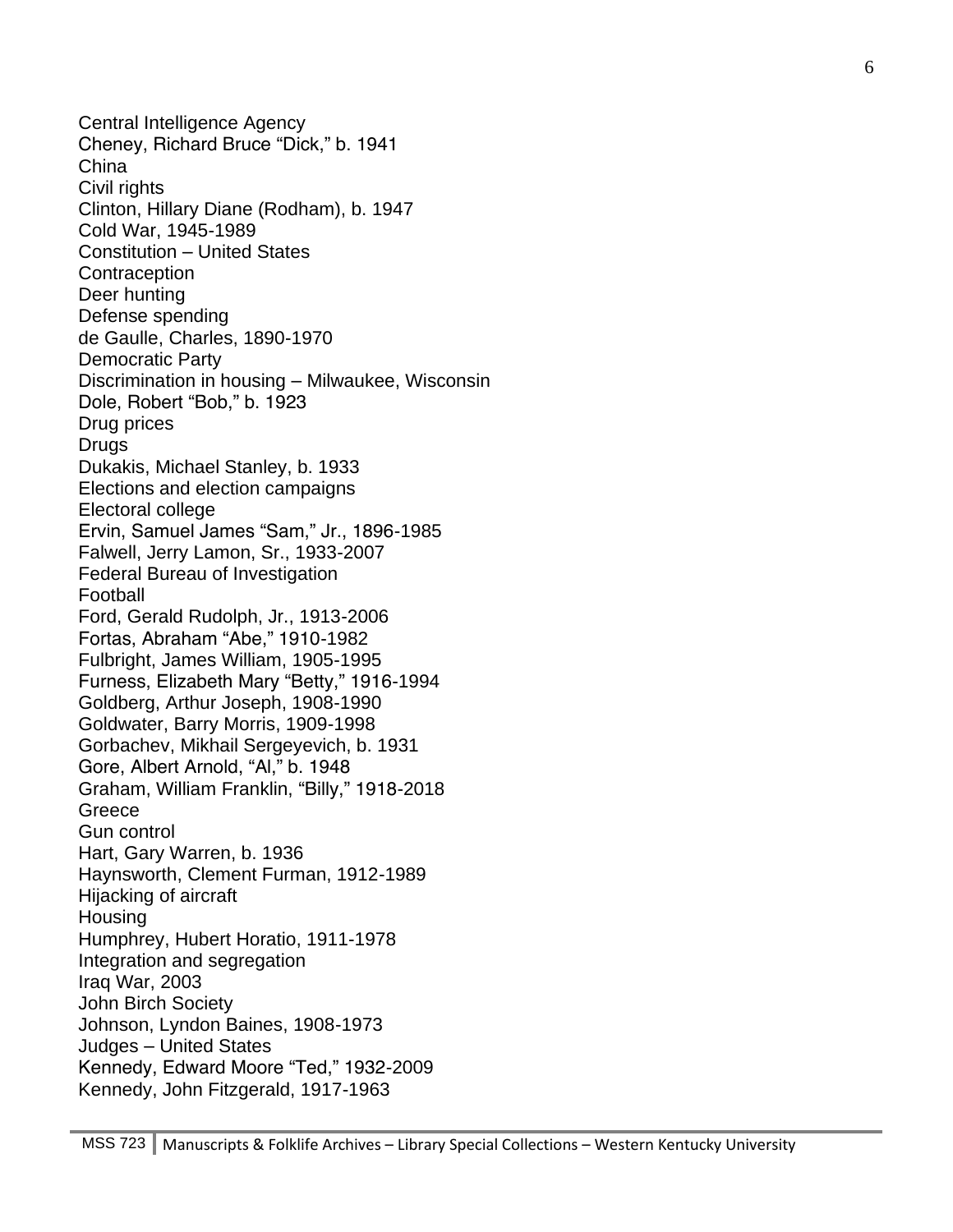Central Intelligence Agency
Cheney, Richard Bruce “Dick,” b. 1941
China
Civil rights
Clinton, Hillary Diane (Rodham), b. 1947
Cold War, 1945-1989
Constitution – United States
Contraception
Deer hunting
Defense spending
de Gaulle, Charles, 1890-1970
Democratic Party
Discrimination in housing – Milwaukee, Wisconsin
Dole, Robert “Bob,” b. 1923
Drug prices
Drugs
Dukakis, Michael Stanley, b. 1933
Elections and election campaigns
Electoral college
Ervin, Samuel James “Sam,” Jr., 1896-1985
Falwell, Jerry Lamon, Sr., 1933-2007
Federal Bureau of Investigation
Football
Ford, Gerald Rudolph, Jr., 1913-2006
Fortas, Abraham “Abe,” 1910-1982
Fulbright, James William, 1905-1995
Furness, Elizabeth Mary “Betty,” 1916-1994
Goldberg, Arthur Joseph, 1908-1990
Goldwater, Barry Morris, 1909-1998
Gorbachev, Mikhail Sergeyevich, b. 1931
Gore, Albert Arnold, “Al,” b. 1948
Graham, William Franklin, “Billy,” 1918-2018
Greece
Gun control
Hart, Gary Warren, b. 1936
Haynsworth, Clement Furman, 1912-1989
Hijacking of aircraft
Housing
Humphrey, Hubert Horatio, 1911-1978
Integration and segregation
Iraq War, 2003
John Birch Society
Johnson, Lyndon Baines, 1908-1973
Judges – United States
Kennedy, Edward Moore “Ted,” 1932-2009
Kennedy, John Fitzgerald, 1917-1963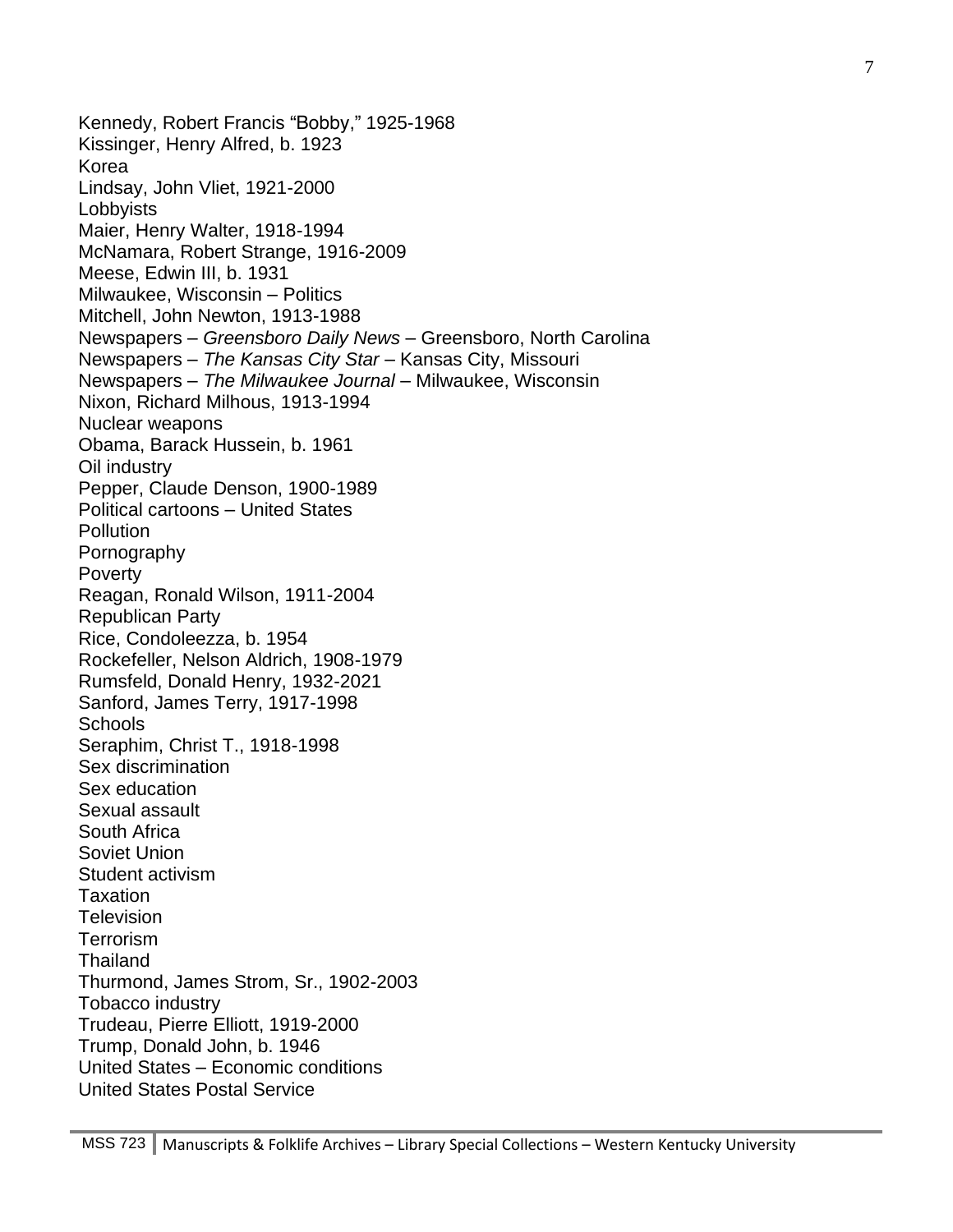Kennedy, Robert Francis “Bobby,” 1925-1968
Kissinger, Henry Alfred, b. 1923
Korea
Lindsay, John Vliet, 1921-2000
Lobbyists
Maier, Henry Walter, 1918-1994
McNamara, Robert Strange, 1916-2009
Meese, Edwin III, b. 1931
Milwaukee, Wisconsin – Politics
Mitchell, John Newton, 1913-1988
Newspapers – *Greensboro Daily News* – Greensboro, North Carolina
Newspapers – *The Kansas City Star* – Kansas City, Missouri
Newspapers – *The Milwaukee Journal* – Milwaukee, Wisconsin
Nixon, Richard Milhous, 1913-1994
Nuclear weapons
Obama, Barack Hussein, b. 1961
Oil industry
Pepper, Claude Denson, 1900-1989
Political cartoons – United States
Pollution
Pornography
Poverty
Reagan, Ronald Wilson, 1911-2004
Republican Party
Rice, Condoleezza, b. 1954
Rockefeller, Nelson Aldrich, 1908-1979
Rumsfeld, Donald Henry, 1932-2021
Sanford, James Terry, 1917-1998
Schools
Seraphim, Christ T., 1918-1998
Sex discrimination
Sex education
Sexual assault
South Africa
Soviet Union
Student activism
Taxation
Television
Terrorism
Thailand
Thurmond, James Strom, Sr., 1902-2003
Tobacco industry
Trudeau, Pierre Elliott, 1919-2000
Trump, Donald John, b. 1946
United States – Economic conditions
United States Postal Service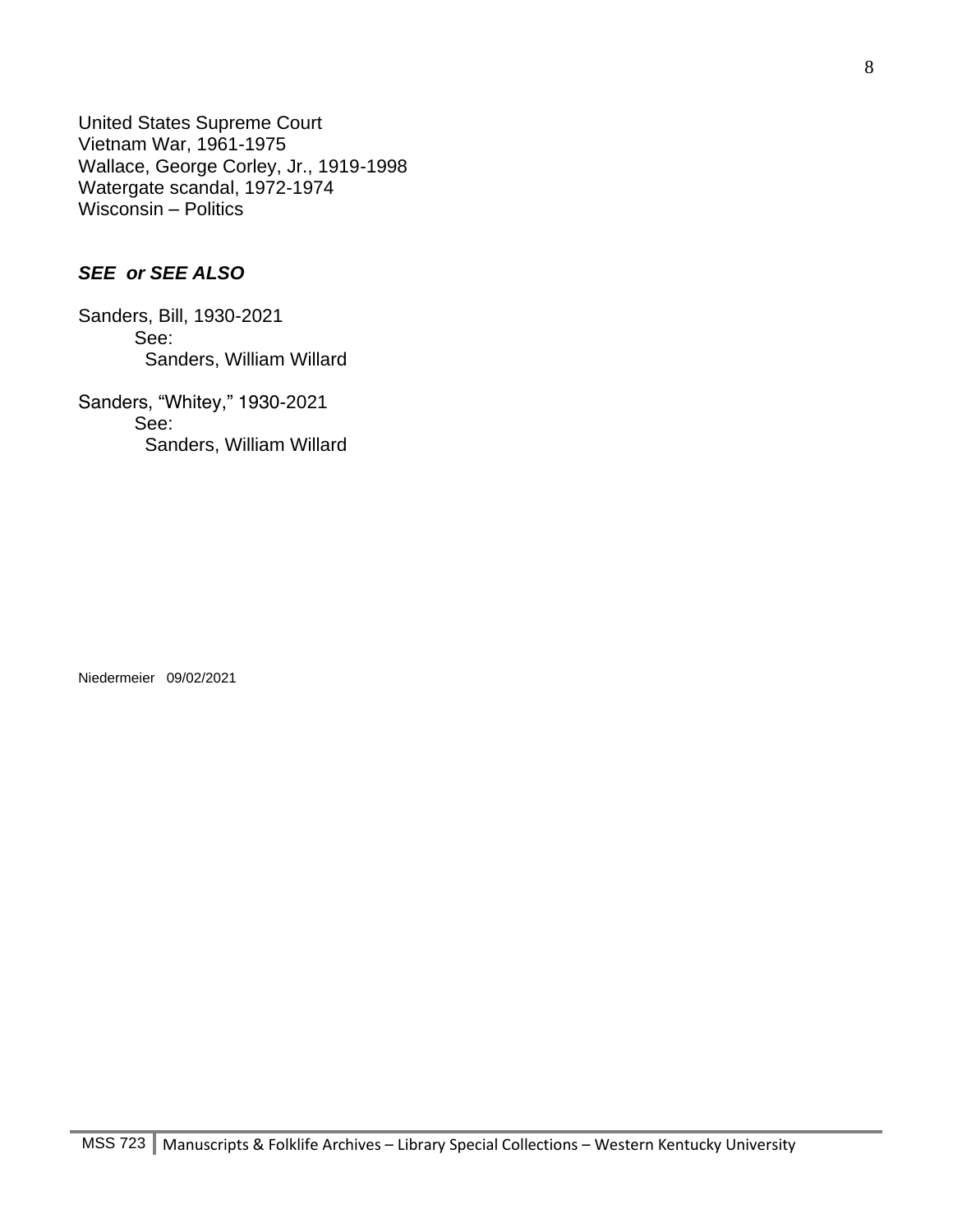United States Supreme Court
Vietnam War, 1961-1975
Wallace, George Corley, Jr., 1919-1998
Watergate scandal, 1972-1974
Wisconsin – Politics

### *SEE or SEE ALSO*

Sanders, Bill, 1930-2021
    See:
      Sanders, William Willard

Sanders, "Whitey," 1930-2021
    See:
      Sanders, William Willard

Niedermeier 09/02/2021